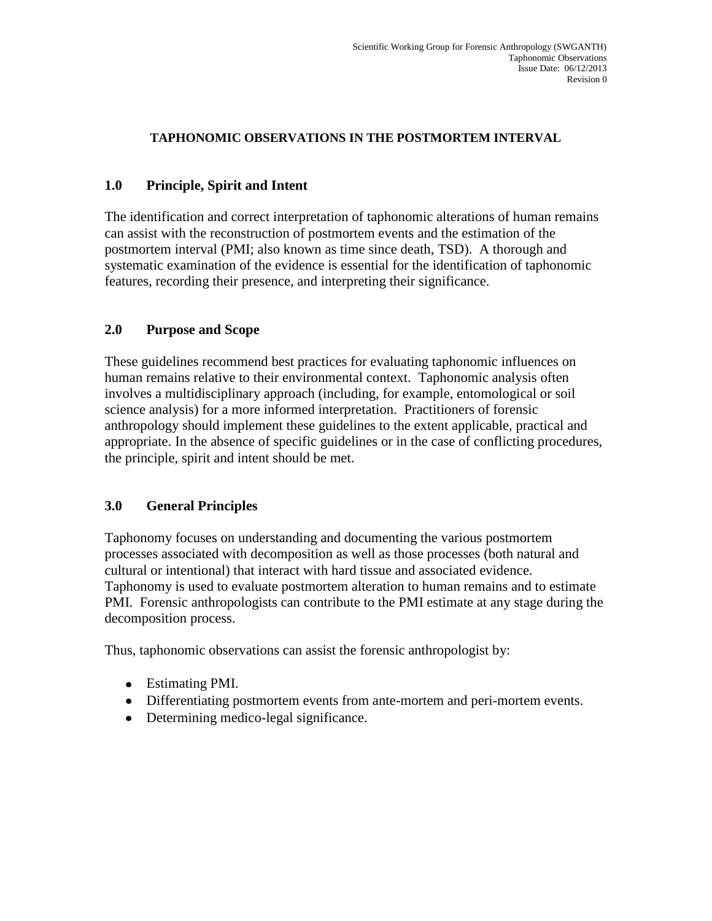# TAPHONOMIC OBSERVATIONS IN THE POSTMORTEM INTERVAL

## 1.0 Principle, Spirit and Intent

The identification and correct interpretation of taphonomic alterations of human remains can assist with the reconstruction of postmortem events and the estimation of the postmortem interval (PMI; also known as time since death, TSD). A thorough and systematic examination of the evidence is essential for the identification of taphonomic features, recording their presence, and interpreting their significance.

## 2.0 Purpose and Scope

These guidelines recommend best practices for evaluating taphonomic influences on human remains relative to their environmental context. Taphonomic analysis often involves a multidisciplinary approach (including, for example, entomological or soil science analysis) for a more informed interpretation. Practitioners of forensic anthropology should implement these guidelines to the extent applicable, practical and appropriate. In the absence of specific guidelines or in the case of conflicting procedures, the principle, spirit and intent should be met.

## 3.0 General Principles

Taphonomy focuses on understanding and documenting the various postmortem processes associated with decomposition as well as those processes (both natural and cultural or intentional) that interact with hard tissue and associated evidence. Taphonomy is used to evaluate postmortem alteration to human remains and to estimate PMI. Forensic anthropologists can contribute to the PMI estimate at any stage during the decomposition process.

Thus, taphonomic observations can assist the forensic anthropologist by:

- Estimating PMI.
- Differentiating postmortem events from ante-mortem and peri-mortem events.
- Determining medico-legal significance.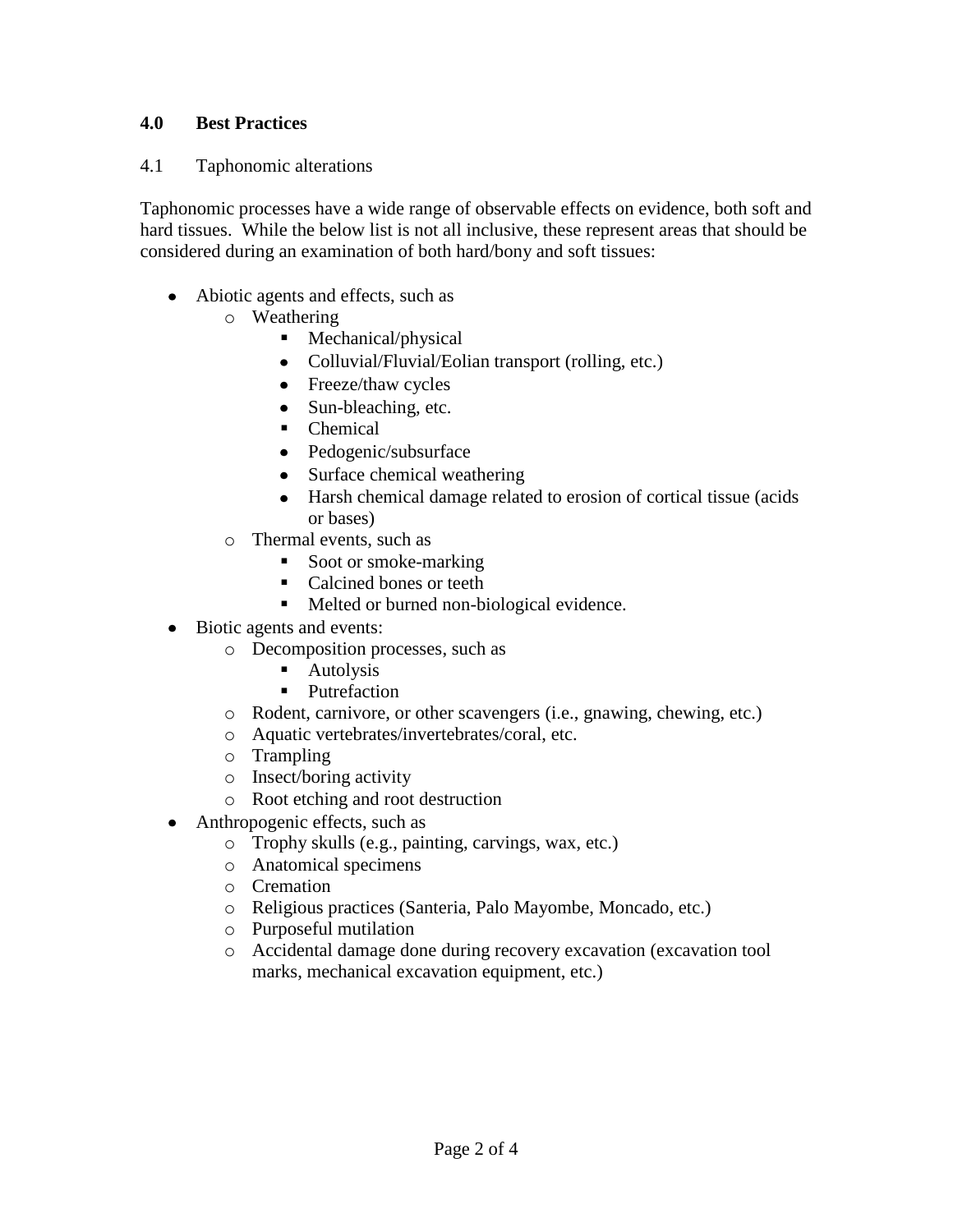## 4.0 Best Practices

### 4.1 Taphonomic alterations

Taphonomic processes have a wide range of observable effects on evidence, both soft and hard tissues. While the below list is not all inclusive, these represent areas that should be considered during an examination of both hard/bony and soft tissues:

- Abiotic agents and effects, such as
  - Weathering
    - Mechanical/physical
      - Colluvial/Fluvial/Eolian transport (rolling, etc.)
      - Freeze/thaw cycles
      - Sun-bleaching, etc.
    - Chemical
      - Pedogenic/subsurface
      - Surface chemical weathering
      - Harsh chemical damage related to erosion of cortical tissue (acids or bases)
  - Thermal events, such as
    - Soot or smoke-marking
    - Calcined bones or teeth
    - Melted or burned non-biological evidence.
- Biotic agents and events:
  - Decomposition processes, such as
    - Autolysis
    - Putrefaction
  - Rodent, carnivore, or other scavengers (i.e., gnawing, chewing, etc.)
  - Aquatic vertebrates/invertebrates/coral, etc.
  - Trampling
  - Insect/boring activity
  - Root etching and root destruction
- Anthropogenic effects, such as
  - Trophy skulls (e.g., painting, carvings, wax, etc.)
  - Anatomical specimens
  - Cremation
  - Religious practices (Santeria, Palo Mayombe, Moncado, etc.)
  - Purposeful mutilation
  - Accidental damage done during recovery excavation (excavation tool marks, mechanical excavation equipment, etc.)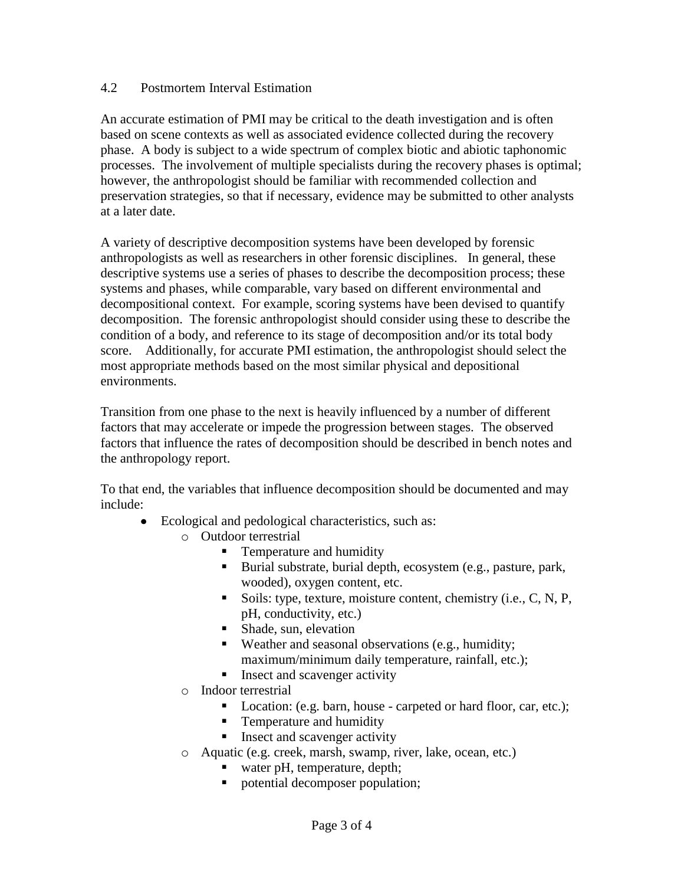## 4.2 Postmortem Interval Estimation

An accurate estimation of PMI may be critical to the death investigation and is often based on scene contexts as well as associated evidence collected during the recovery phase. A body is subject to a wide spectrum of complex biotic and abiotic taphonomic processes. The involvement of multiple specialists during the recovery phases is optimal; however, the anthropologist should be familiar with recommended collection and preservation strategies, so that if necessary, evidence may be submitted to other analysts at a later date.

A variety of descriptive decomposition systems have been developed by forensic anthropologists as well as researchers in other forensic disciplines. In general, these descriptive systems use a series of phases to describe the decomposition process; these systems and phases, while comparable, vary based on different environmental and decompositional context. For example, scoring systems have been devised to quantify decomposition. The forensic anthropologist should consider using these to describe the condition of a body, and reference to its stage of decomposition and/or its total body score. Additionally, for accurate PMI estimation, the anthropologist should select the most appropriate methods based on the most similar physical and depositional environments.

Transition from one phase to the next is heavily influenced by a number of different factors that may accelerate or impede the progression between stages. The observed factors that influence the rates of decomposition should be described in bench notes and the anthropology report.

To that end, the variables that influence decomposition should be documented and may include:

- Ecological and pedological characteristics, such as:
  - Outdoor terrestrial
    - Temperature and humidity
    - Burial substrate, burial depth, ecosystem (e.g., pasture, park, wooded), oxygen content, etc.
    - Soils: type, texture, moisture content, chemistry (i.e., C, N, P, pH, conductivity, etc.)
    - Shade, sun, elevation
    - Weather and seasonal observations (e.g., humidity; maximum/minimum daily temperature, rainfall, etc.);
    - Insect and scavenger activity
  - Indoor terrestrial
    - Location: (e.g. barn, house - carpeted or hard floor, car, etc.);
    - Temperature and humidity
    - Insect and scavenger activity
  - Aquatic (e.g. creek, marsh, swamp, river, lake, ocean, etc.)
    - water pH, temperature, depth;
    - potential decomposer population;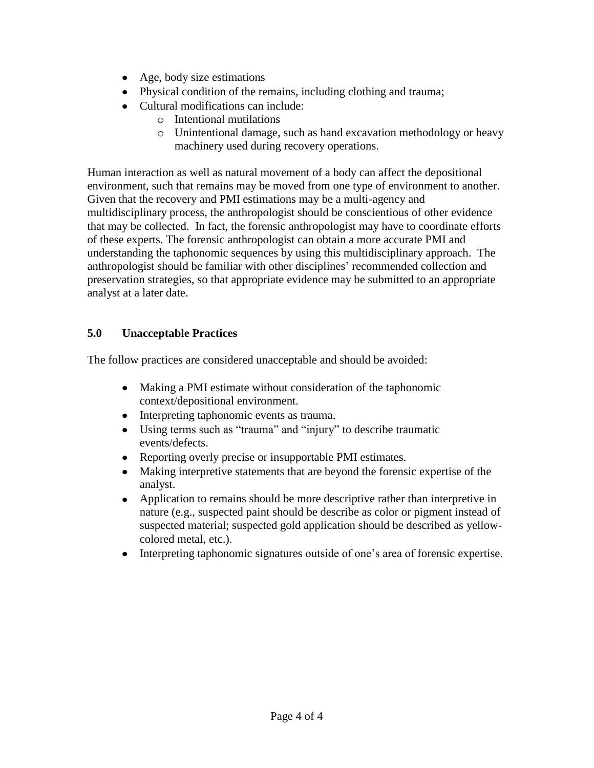- Age, body size estimations
- Physical condition of the remains, including clothing and trauma;
- Cultural modifications can include:
    - Intentional mutilations
    - Unintentional damage, such as hand excavation methodology or heavy machinery used during recovery operations.

Human interaction as well as natural movement of a body can affect the depositional environment, such that remains may be moved from one type of environment to another. Given that the recovery and PMI estimations may be a multi-agency and multidisciplinary process, the anthropologist should be conscientious of other evidence that may be collected. In fact, the forensic anthropologist may have to coordinate efforts of these experts. The forensic anthropologist can obtain a more accurate PMI and understanding the taphonomic sequences by using this multidisciplinary approach. The anthropologist should be familiar with other disciplines' recommended collection and preservation strategies, so that appropriate evidence may be submitted to an appropriate analyst at a later date.

## 5.0 Unacceptable Practices

The follow practices are considered unacceptable and should be avoided:

- Making a PMI estimate without consideration of the taphonomic context/depositional environment.
- Interpreting taphonomic events as trauma.
- Using terms such as "trauma" and "injury" to describe traumatic events/defects.
- Reporting overly precise or insupportable PMI estimates.
- Making interpretive statements that are beyond the forensic expertise of the analyst.
- Application to remains should be more descriptive rather than interpretive in nature (e.g., suspected paint should be describe as color or pigment instead of suspected material; suspected gold application should be described as yellow-colored metal, etc.).
- Interpreting taphonomic signatures outside of one's area of forensic expertise.